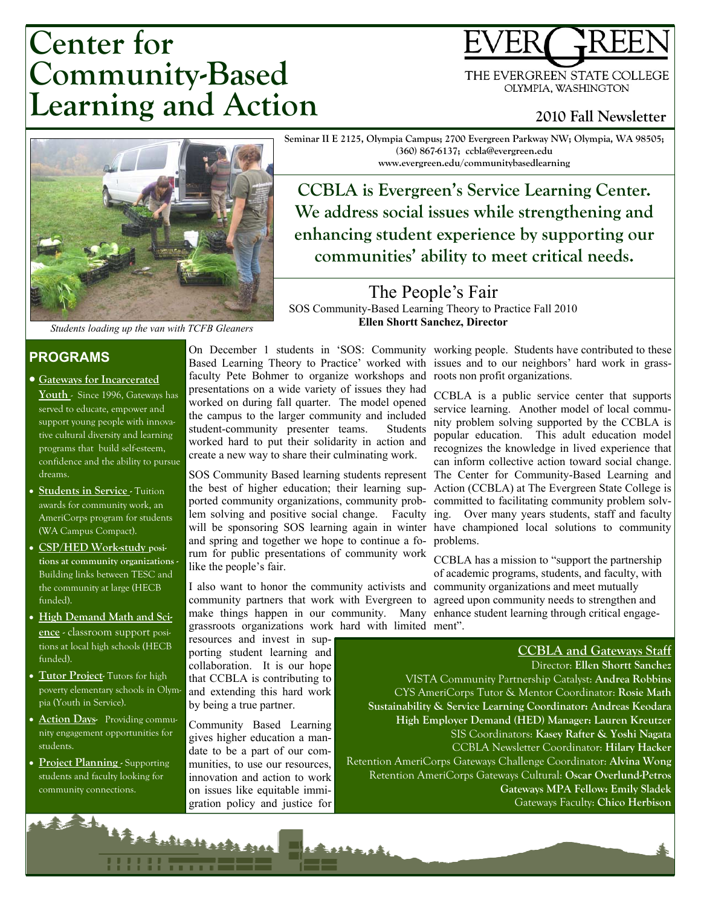# Center for Community-Based Learning and Action

EVERGREEN
THE EVERGREEN STATE COLLEGE
OLYMPIA, WASHINGTON

**2010 Fall Newsletter**

**Seminar II E 2125, Olympia Campus; 2700 Evergreen Parkway NW; Olympia, WA 98505; (360) 867-6137; ccbla@evergreen.edu**
**www.evergreen.edu/communitybasedlearning**

## CCBLA is Evergreen's Service Learning Center. We address social issues while strengthening and enhancing student experience by supporting our communities' ability to meet critical needs.

*Students loading up the van with TCFB Gleaners*

## PROGRAMS

- **Gateways for Incarcerated Youth** - Since 1996, Gateways has served to educate, empower and support young people with innovative cultural diversity and learning programs that build self-esteem, confidence and the ability to pursue dreams.
- **Students in Service** - Tuition awards for community work, an AmeriCorps program for students (WA Campus Compact).
- **CSP/HED Work-study positions at community organizations** - Building links between TESC and the community at large (HECB funded).
- **High Demand Math and Science** - classroom support positions at local high schools (HECB funded).
- **Tutor Project**- Tutors for high poverty elementary schools in Olympia (Youth in Service).
- **Action Days**- Providing community engagement opportunities for students.
- **Project Planning** - Supporting students and faculty looking for community connections.

## The People's Fair

SOS Community-Based Learning Theory to Practice Fall 2010
**Ellen Shortt Sanchez, Director**

On December 1 students in 'SOS: Community Based Learning Theory to Practice' worked with faculty Pete Bohmer to organize workshops and presentations on a wide variety of issues they had worked on during fall quarter. The model opened the campus to the larger community and included student-community presenter teams. Students worked hard to put their solidarity in action and create a new way to share their culminating work.

SOS Community Based learning students represent the best of higher education; their learning supported community organizations, community problem solving and positive social change. Faculty will be sponsoring SOS learning again in winter and spring and together we hope to continue a forum for public presentations of community work like the people's fair.

I also want to honor the community activists and community partners that work with Evergreen to make things happen in our community. Many grassroots organizations work hard with limited resources and invest in supporting student learning and collaboration. It is our hope that CCBLA is contributing to and extending this hard work by being a true partner.

Community Based Learning gives higher education a mandate to be a part of our communities, to use our resources, innovation and action to work on issues like equitable immigration policy and justice for working people. Students have contributed to these issues and to our neighbors' hard work in grassroots non profit organizations.

CCBLA is a public service center that supports service learning. Another model of local community problem solving supported by the CCBLA is popular education. This adult education model recognizes the knowledge in lived experience that can inform collective action toward social change. The Center for Community-Based Learning and Action (CCBLA) at The Evergreen State College is committed to facilitating community problem solving. Over many years students, staff and faculty have championed local solutions to community problems.

CCBLA has a mission to "support the partnership of academic programs, students, and faculty, with community organizations and meet mutually agreed upon community needs to strengthen and enhance student learning through critical engagement".

### CCBLA and Gateways Staff

Director: **Ellen Shortt Sanchez**
VISTA Community Partnership Catalyst: **Andrea Robbins**
CYS AmeriCorps Tutor & Mentor Coordinator: **Rosie Math**
**Sustainability & Service Learning Coordinator: Andreas Keodara**
**High Employer Demand (HED) Manager: Lauren Kreutzer**
SIS Coordinators: **Kasey Rafter & Yoshi Nagata**
CCBLA Newsletter Coordinator: **Hilary Hacker**
Retention AmeriCorps Gateways Challenge Coordinator: **Alvina Wong**
Retention AmeriCorps Gateways Cultural: **Oscar Overlund-Petros**
**Gateways MPA Fellow: Emily Sladek**
Gateways Faculty: **Chico Herbison**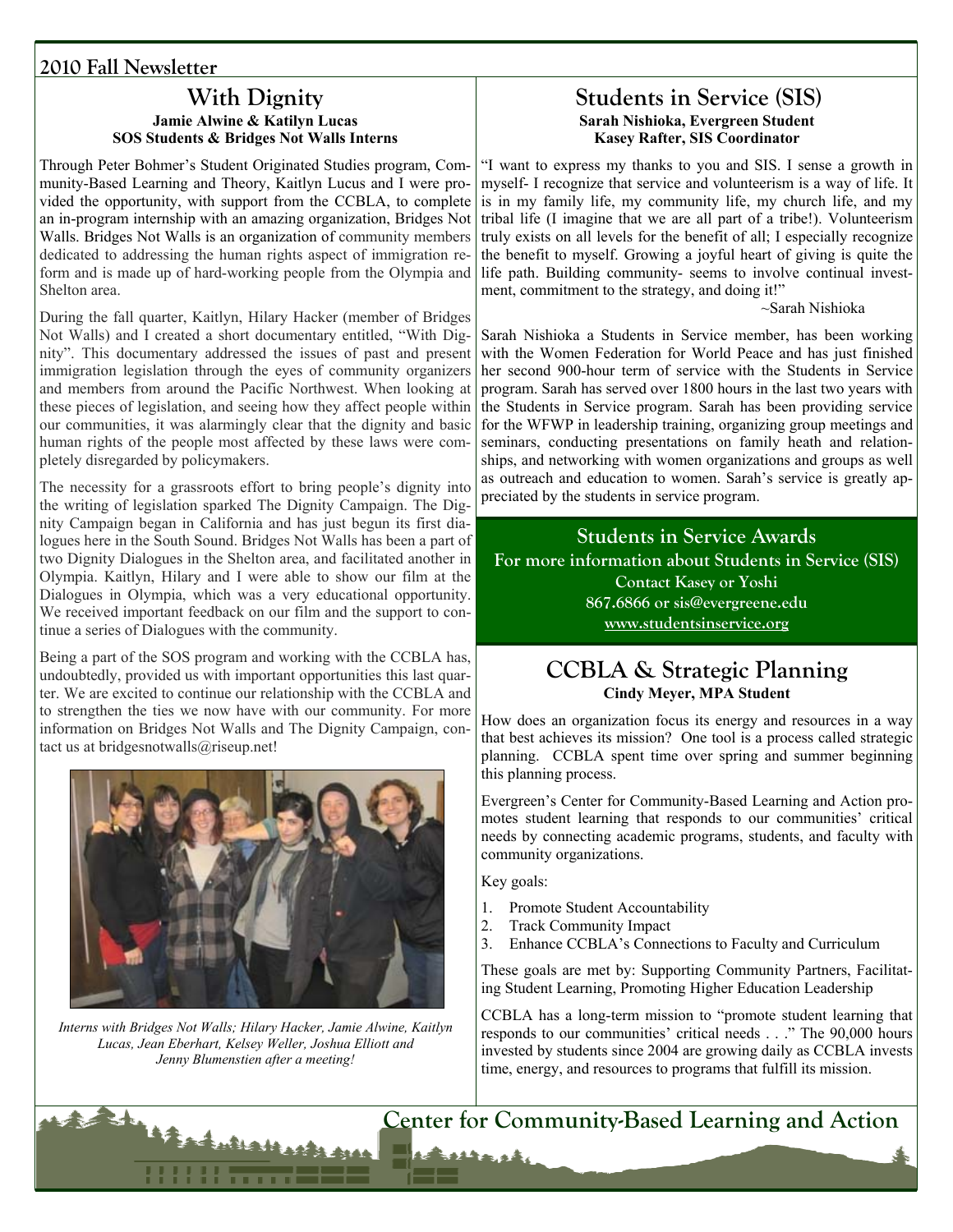## With Dignity

**Jamie Alwine & Katilyn Lucas**
**SOS Students & Bridges Not Walls Interns**

Through Peter Bohmer's Student Originated Studies program, Community-Based Learning and Theory, Kaitlyn Lucus and I were provided the opportunity, with support from the CCBLA, to complete an in-program internship with an amazing organization, Bridges Not Walls. Bridges Not Walls is an organization of community members dedicated to addressing the human rights aspect of immigration reform and is made up of hard-working people from the Olympia and Shelton area.

During the fall quarter, Kaitlyn, Hilary Hacker (member of Bridges Not Walls) and I created a short documentary entitled, "With Dignity". This documentary addressed the issues of past and present immigration legislation through the eyes of community organizers and members from around the Pacific Northwest. When looking at these pieces of legislation, and seeing how they affect people within our communities, it was alarmingly clear that the dignity and basic human rights of the people most affected by these laws were completely disregarded by policymakers.

The necessity for a grassroots effort to bring people's dignity into the writing of legislation sparked The Dignity Campaign. The Dignity Campaign began in California and has just begun its first dialogues here in the South Sound. Bridges Not Walls has been a part of two Dignity Dialogues in the Shelton area, and facilitated another in Olympia. Kaitlyn, Hilary and I were able to show our film at the Dialogues in Olympia, which was a very educational opportunity. We received important feedback on our film and the support to continue a series of Dialogues with the community.

Being a part of the SOS program and working with the CCBLA has, undoubtedly, provided us with important opportunities this last quarter. We are excited to continue our relationship with the CCBLA and to strengthen the ties we now have with our community. For more information on Bridges Not Walls and The Dignity Campaign, contact us at bridgesnotwalls@riseup.net!

*Interns with Bridges Not Walls; Hilary Hacker, Jamie Alwine, Kaitlyn Lucas, Jean Eberhart, Kelsey Weller, Joshua Elliott and Jenny Blumenstien after a meeting!*

## Students in Service (SIS)

**Sarah Nishioka, Evergreen Student**
**Kasey Rafter, SIS Coordinator**

"I want to express my thanks to you and SIS. I sense a growth in myself- I recognize that service and volunteerism is a way of life. It is in my family life, my community life, my church life, and my tribal life (I imagine that we are all part of a tribe!). Volunteerism truly exists on all levels for the benefit of all; I especially recognize the benefit to myself. Growing a joyful heart of giving is quite the life path. Building community- seems to involve continual investment, commitment to the strategy, and doing it!"

~Sarah Nishioka

Sarah Nishioka a Students in Service member, has been working with the Women Federation for World Peace and has just finished her second 900-hour term of service with the Students in Service program. Sarah has served over 1800 hours in the last two years with the Students in Service program. Sarah has been providing service for the WFWP in leadership training, organizing group meetings and seminars, conducting presentations on family heath and relationships, and networking with women organizations and groups as well as outreach and education to women. Sarah's service is greatly appreciated by the students in service program.

### Students in Service Awards

**For more information about Students in Service (SIS)**
**Contact Kasey or Yoshi**
**867.6866 or sis@evergreene.edu**
**www.studentsinservice.org**

## CCBLA & Strategic Planning

**Cindy Meyer, MPA Student**

How does an organization focus its energy and resources in a way that best achieves its mission? One tool is a process called strategic planning. CCBLA spent time over spring and summer beginning this planning process.

Evergreen's Center for Community-Based Learning and Action promotes student learning that responds to our communities' critical needs by connecting academic programs, students, and faculty with community organizations.

Key goals:

1. Promote Student Accountability
2. Track Community Impact
3. Enhance CCBLA's Connections to Faculty and Curriculum

These goals are met by: Supporting Community Partners, Facilitating Student Learning, Promoting Higher Education Leadership

CCBLA has a long-term mission to "promote student learning that responds to our communities' critical needs . . ." The 90,000 hours invested by students since 2004 are growing daily as CCBLA invests time, energy, and resources to programs that fulfill its mission.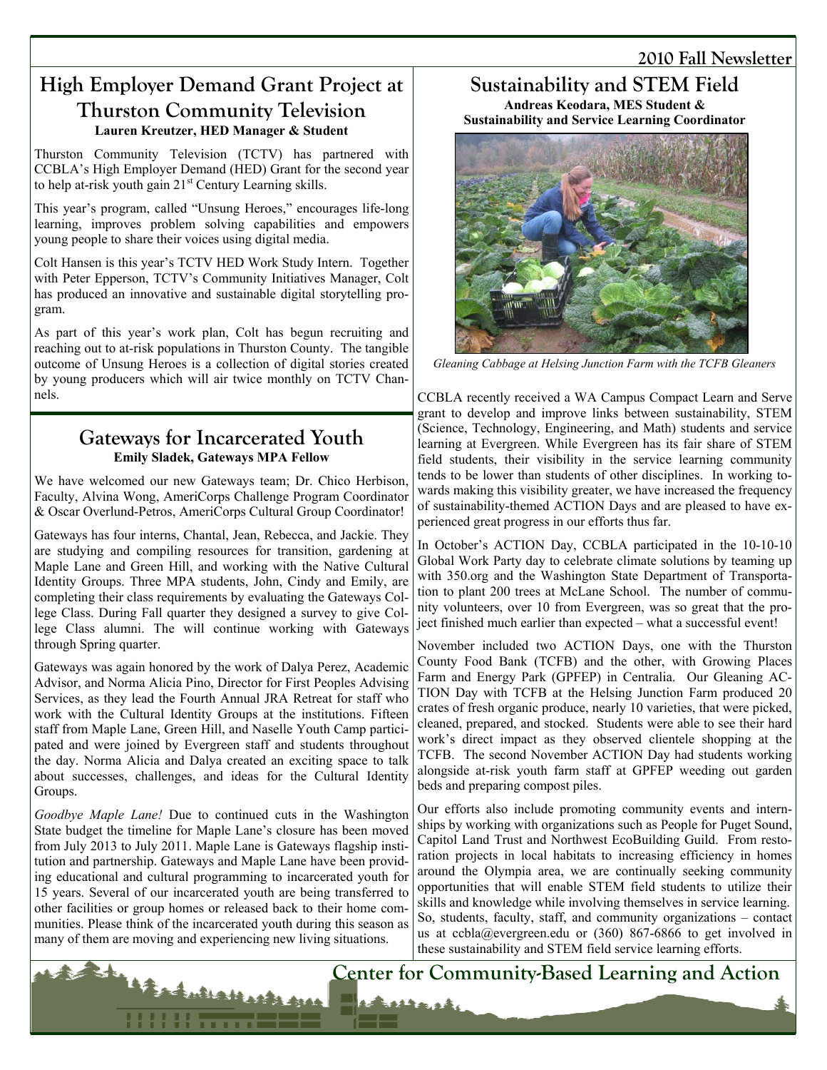## High Employer Demand Grant Project at Thurston Community Television

**Lauren Kreutzer, HED Manager & Student**

Thurston Community Television (TCTV) has partnered with CCBLA's High Employer Demand (HED) Grant for the second year to help at-risk youth gain 21st Century Learning skills.

This year's program, called "Unsung Heroes," encourages life-long learning, improves problem solving capabilities and empowers young people to share their voices using digital media.

Colt Hansen is this year's TCTV HED Work Study Intern. Together with Peter Epperson, TCTV's Community Initiatives Manager, Colt has produced an innovative and sustainable digital storytelling program.

As part of this year's work plan, Colt has begun recruiting and reaching out to at-risk populations in Thurston County. The tangible outcome of Unsung Heroes is a collection of digital stories created by young producers which will air twice monthly on TCTV Channels.

## Gateways for Incarcerated Youth

**Emily Sladek, Gateways MPA Fellow**

We have welcomed our new Gateways team; Dr. Chico Herbison, Faculty, Alvina Wong, AmeriCorps Challenge Program Coordinator & Oscar Overlund-Petros, AmeriCorps Cultural Group Coordinator!

Gateways has four interns, Chantal, Jean, Rebecca, and Jackie. They are studying and compiling resources for transition, gardening at Maple Lane and Green Hill, and working with the Native Cultural Identity Groups. Three MPA students, John, Cindy and Emily, are completing their class requirements by evaluating the Gateways College Class. During Fall quarter they designed a survey to give College Class alumni. The will continue working with Gateways through Spring quarter.

Gateways was again honored by the work of Dalya Perez, Academic Advisor, and Norma Alicia Pino, Director for First Peoples Advising Services, as they lead the Fourth Annual JRA Retreat for staff who work with the Cultural Identity Groups at the institutions. Fifteen staff from Maple Lane, Green Hill, and Naselle Youth Camp participated and were joined by Evergreen staff and students throughout the day. Norma Alicia and Dalya created an exciting space to talk about successes, challenges, and ideas for the Cultural Identity Groups.

*Goodbye Maple Lane!* Due to continued cuts in the Washington State budget the timeline for Maple Lane's closure has been moved from July 2013 to July 2011. Maple Lane is Gateways flagship institution and partnership. Gateways and Maple Lane have been providing educational and cultural programming to incarcerated youth for 15 years. Several of our incarcerated youth are being transferred to other facilities or group homes or released back to their home communities. Please think of the incarcerated youth during this season as many of them are moving and experiencing new living situations.

## Sustainability and STEM Field

**Andreas Keodara, MES Student & Sustainability and Service Learning Coordinator**

*Gleaning Cabbage at Helsing Junction Farm with the TCFB Gleaners*

CCBLA recently received a WA Campus Compact Learn and Serve grant to develop and improve links between sustainability, STEM (Science, Technology, Engineering, and Math) students and service learning at Evergreen. While Evergreen has its fair share of STEM field students, their visibility in the service learning community tends to be lower than students of other disciplines. In working towards making this visibility greater, we have increased the frequency of sustainability-themed ACTION Days and are pleased to have experienced great progress in our efforts thus far.

In October's ACTION Day, CCBLA participated in the 10-10-10 Global Work Party day to celebrate climate solutions by teaming up with 350.org and the Washington State Department of Transportation to plant 200 trees at McLane School. The number of community volunteers, over 10 from Evergreen, was so great that the project finished much earlier than expected – what a successful event!

November included two ACTION Days, one with the Thurston County Food Bank (TCFB) and the other, with Growing Places Farm and Energy Park (GPFEP) in Centralia. Our Gleaning ACTION Day with TCFB at the Helsing Junction Farm produced 20 crates of fresh organic produce, nearly 10 varieties, that were picked, cleaned, prepared, and stocked. Students were able to see their hard work's direct impact as they observed clientele shopping at the TCFB. The second November ACTION Day had students working alongside at-risk youth farm staff at GPFEP weeding out garden beds and preparing compost piles.

Our efforts also include promoting community events and internships by working with organizations such as People for Puget Sound, Capitol Land Trust and Northwest EcoBuilding Guild. From restoration projects in local habitats to increasing efficiency in homes around the Olympia area, we are continually seeking community opportunities that will enable STEM field students to utilize their skills and knowledge while involving themselves in service learning. So, students, faculty, staff, and community organizations – contact us at ccbla@evergreen.edu or (360) 867-6866 to get involved in these sustainability and STEM field service learning efforts.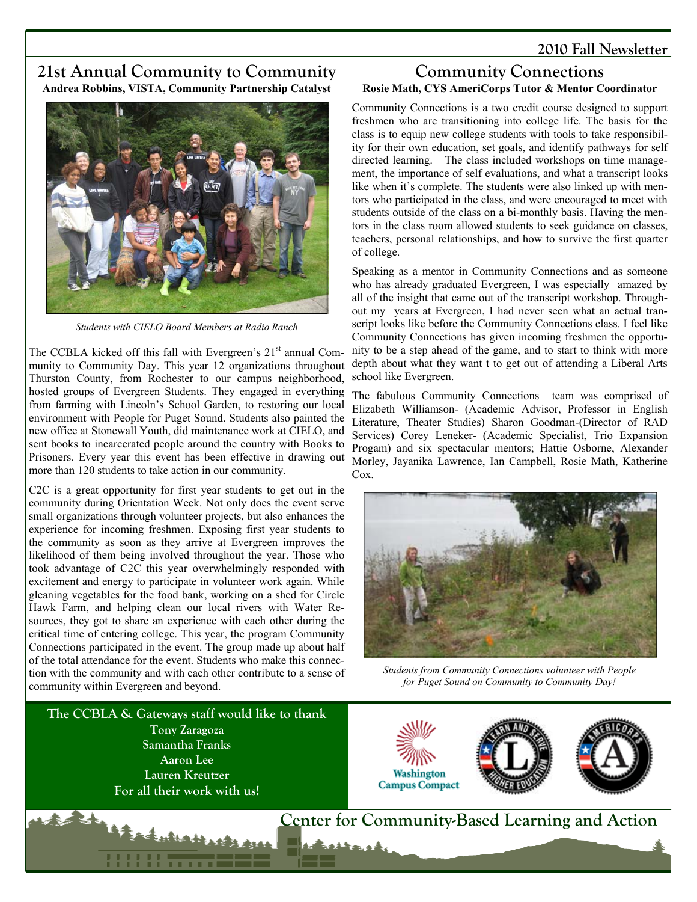## 21st Annual Community to Community

**Andrea Robbins, VISTA, Community Partnership Catalyst**

*Students with CIELO Board Members at Radio Ranch*

The CCBLA kicked off this fall with Evergreen's 21st annual Community to Community Day. This year 12 organizations throughout Thurston County, from Rochester to our campus neighborhood, hosted groups of Evergreen Students. They engaged in everything from farming with Lincoln's School Garden, to restoring our local environment with People for Puget Sound. Students also painted the new office at Stonewall Youth, did maintenance work at CIELO, and sent books to incarcerated people around the country with Books to Prisoners. Every year this event has been effective in drawing out more than 120 students to take action in our community.

C2C is a great opportunity for first year students to get out in the community during Orientation Week. Not only does the event serve small organizations through volunteer projects, but also enhances the experience for incoming freshmen. Exposing first year students to the community as soon as they arrive at Evergreen improves the likelihood of them being involved throughout the year. Those who took advantage of C2C this year overwhelmingly responded with excitement and energy to participate in volunteer work again. While gleaning vegetables for the food bank, working on a shed for Circle Hawk Farm, and helping clean our local rivers with Water Resources, they got to share an experience with each other during the critical time of entering college. This year, the program Community Connections participated in the event. The group made up about half of the total attendance for the event. Students who make this connection with the community and with each other contribute to a sense of community within Evergreen and beyond.

**The CCBLA & Gateways staff would like to thank**
**Tony Zaragoza**
**Samantha Franks**
**Aaron Lee**
**Lauren Kreutzer**
**For all their work with us!**

## Community Connections

**Rosie Math, CYS AmeriCorps Tutor & Mentor Coordinator**

Community Connections is a two credit course designed to support freshmen who are transitioning into college life. The basis for the class is to equip new college students with tools to take responsibility for their own education, set goals, and identify pathways for self directed learning. The class included workshops on time management, the importance of self evaluations, and what a transcript looks like when it's complete. The students were also linked up with mentors who participated in the class, and were encouraged to meet with students outside of the class on a bi-monthly basis. Having the mentors in the class room allowed students to seek guidance on classes, teachers, personal relationships, and how to survive the first quarter of college.

Speaking as a mentor in Community Connections and as someone who has already graduated Evergreen, I was especially amazed by all of the insight that came out of the transcript workshop. Throughout my years at Evergreen, I had never seen what an actual transcript looks like before the Community Connections class. I feel like Community Connections has given incoming freshmen the opportunity to be a step ahead of the game, and to start to think with more depth about what they want t to get out of attending a Liberal Arts school like Evergreen.

The fabulous Community Connections team was comprised of Elizabeth Williamson- (Academic Advisor, Professor in English Literature, Theater Studies) Sharon Goodman-(Director of RAD Services) Corey Leneker- (Academic Specialist, Trio Expansion Progam) and six spectacular mentors; Hattie Osborne, Alexander Morley, Jayanika Lawrence, Ian Campbell, Rosie Math, Katherine Cox.

*Students from Community Connections volunteer with People for Puget Sound on Community to Community Day!*

Washington Campus Compact

Center for Community-Based Learning and Action